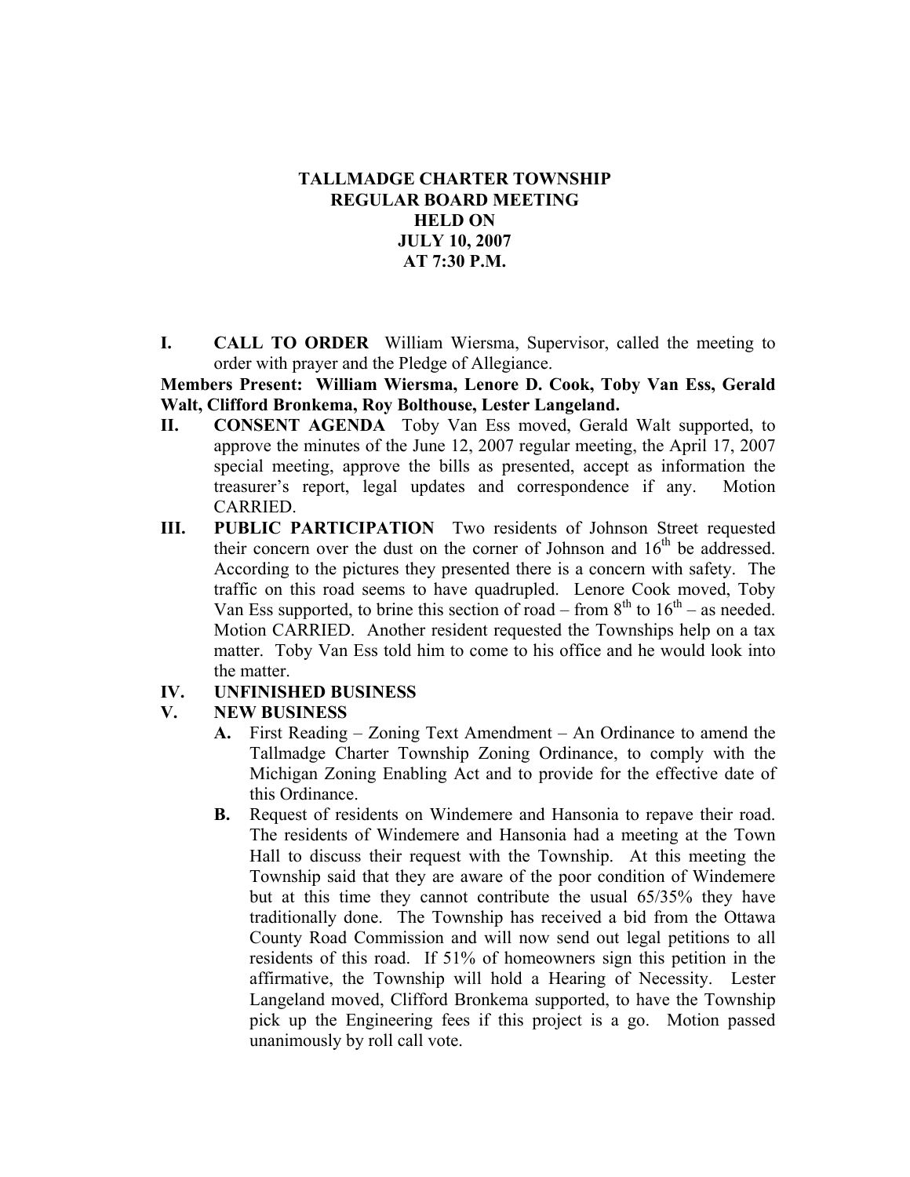**TALLMADGE CHARTER TOWNSHIP**
**REGULAR BOARD MEETING**
**HELD ON**
**JULY 10, 2007**
**AT 7:30 P.M.**

**I. CALL TO ORDER** William Wiersma, Supervisor, called the meeting to order with prayer and the Pledge of Allegiance.

**Members Present: William Wiersma, Lenore D. Cook, Toby Van Ess, Gerald Walt, Clifford Bronkema, Roy Bolthouse, Lester Langeland.**

**II. CONSENT AGENDA** Toby Van Ess moved, Gerald Walt supported, to approve the minutes of the June 12, 2007 regular meeting, the April 17, 2007 special meeting, approve the bills as presented, accept as information the treasurer's report, legal updates and correspondence if any. Motion CARRIED.

**III. PUBLIC PARTICIPATION** Two residents of Johnson Street requested their concern over the dust on the corner of Johnson and 16th be addressed. According to the pictures they presented there is a concern with safety. The traffic on this road seems to have quadrupled. Lenore Cook moved, Toby Van Ess supported, to brine this section of road – from 8th to 16th – as needed. Motion CARRIED. Another resident requested the Townships help on a tax matter. Toby Van Ess told him to come to his office and he would look into the matter.

**IV. UNFINISHED BUSINESS**

**V. NEW BUSINESS**

**A.** First Reading – Zoning Text Amendment – An Ordinance to amend the Tallmadge Charter Township Zoning Ordinance, to comply with the Michigan Zoning Enabling Act and to provide for the effective date of this Ordinance.

**B.** Request of residents on Windemere and Hansonia to repave their road. The residents of Windemere and Hansonia had a meeting at the Town Hall to discuss their request with the Township. At this meeting the Township said that they are aware of the poor condition of Windemere but at this time they cannot contribute the usual 65/35% they have traditionally done. The Township has received a bid from the Ottawa County Road Commission and will now send out legal petitions to all residents of this road. If 51% of homeowners sign this petition in the affirmative, the Township will hold a Hearing of Necessity. Lester Langeland moved, Clifford Bronkema supported, to have the Township pick up the Engineering fees if this project is a go. Motion passed unanimously by roll call vote.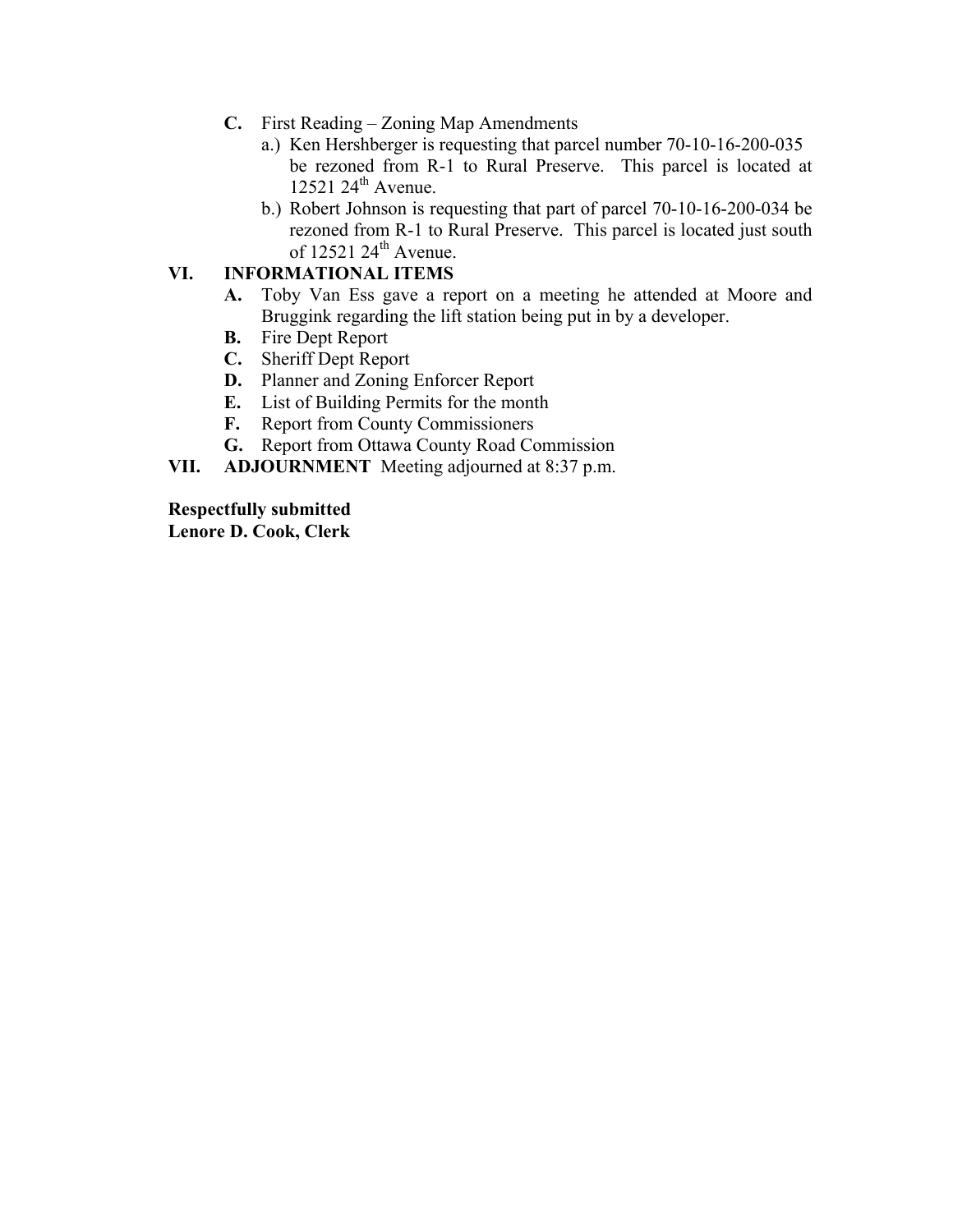**C.** First Reading – Zoning Map Amendments

a.) Ken Hershberger is requesting that parcel number 70-10-16-200-035 be rezoned from R-1 to Rural Preserve. This parcel is located at 12521 24th Avenue.

b.) Robert Johnson is requesting that part of parcel 70-10-16-200-034 be rezoned from R-1 to Rural Preserve. This parcel is located just south of 12521 24th Avenue.

**VI. INFORMATIONAL ITEMS**

**A.** Toby Van Ess gave a report on a meeting he attended at Moore and Bruggink regarding the lift station being put in by a developer.

**B.** Fire Dept Report

**C.** Sheriff Dept Report

**D.** Planner and Zoning Enforcer Report

**E.** List of Building Permits for the month

**F.** Report from County Commissioners

**G.** Report from Ottawa County Road Commission

**VII. ADJOURNMENT** Meeting adjourned at 8:37 p.m.

**Respectfully submitted**
**Lenore D. Cook, Clerk**